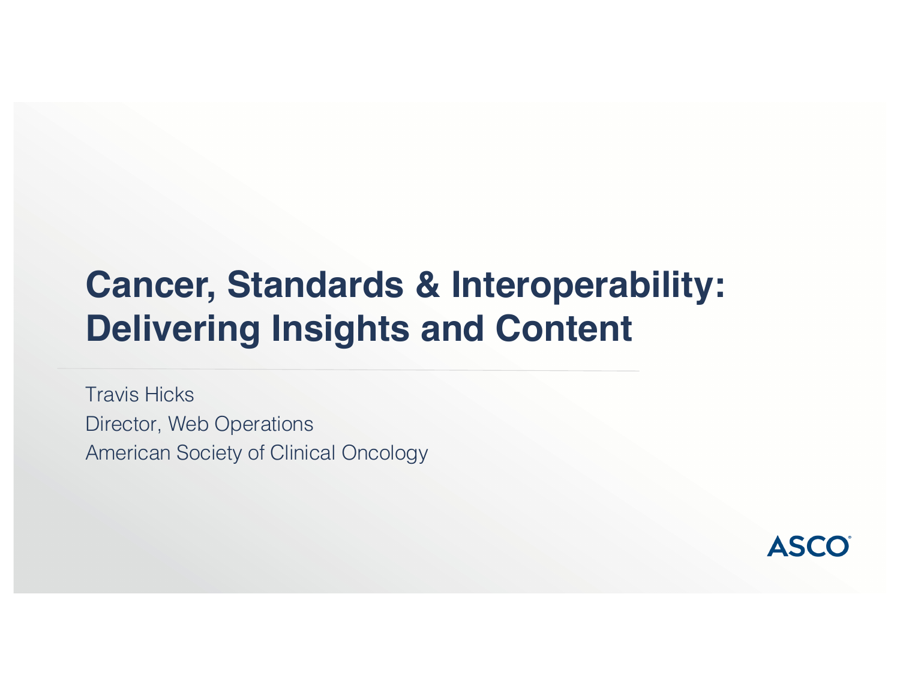# Cancer, Standards & Interoperability: Delivering Insights and Content

Travis Hicks

Director, Web Operations

American Society of Clinical Oncology

ASCO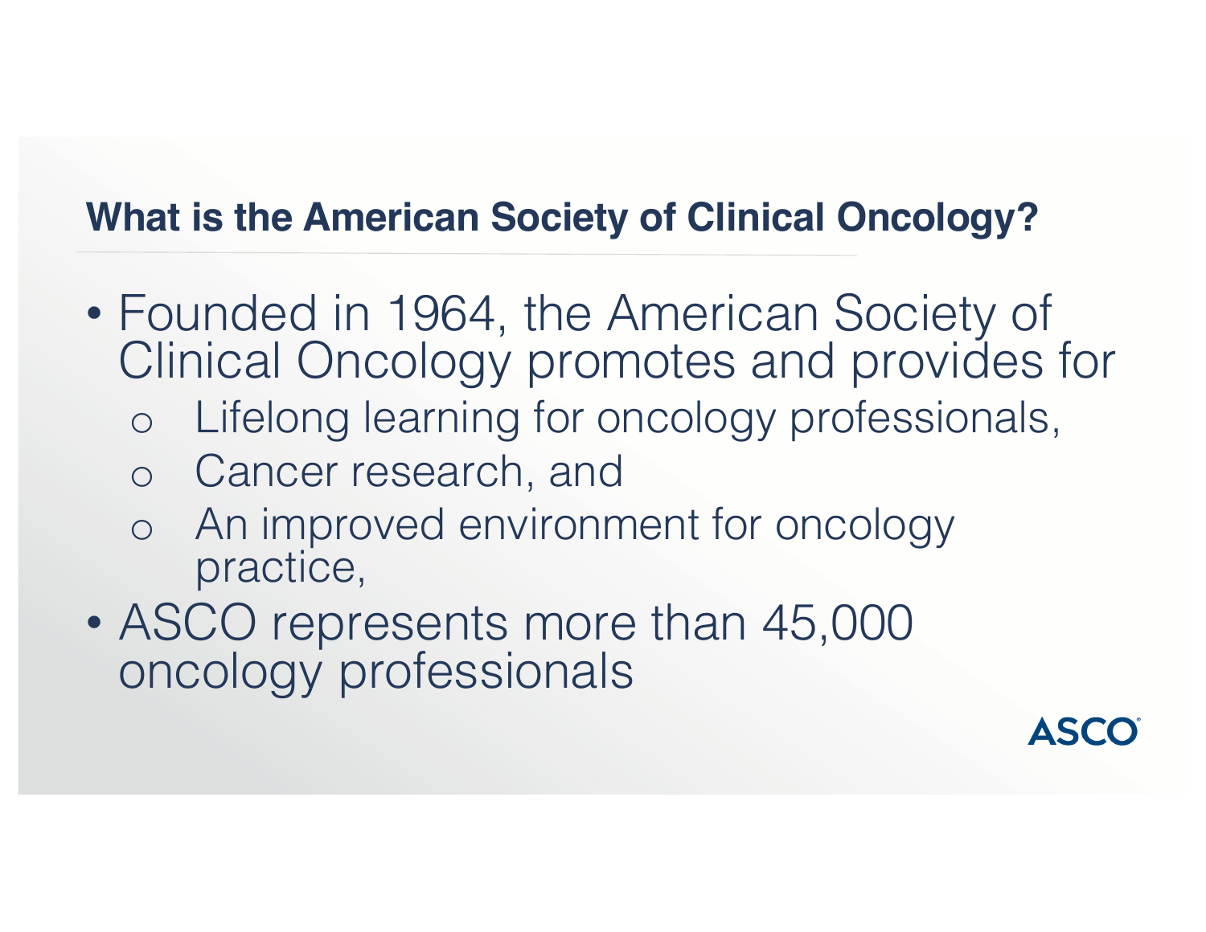## What is the American Society of Clinical Oncology?

- Founded in 1964, the American Society of Clinical Oncology promotes and provides for
  - Lifelong learning for oncology professionals,
  - Cancer research, and
  - An improved environment for oncology practice,
- ASCO represents more than 45,000 oncology professionals

ASCO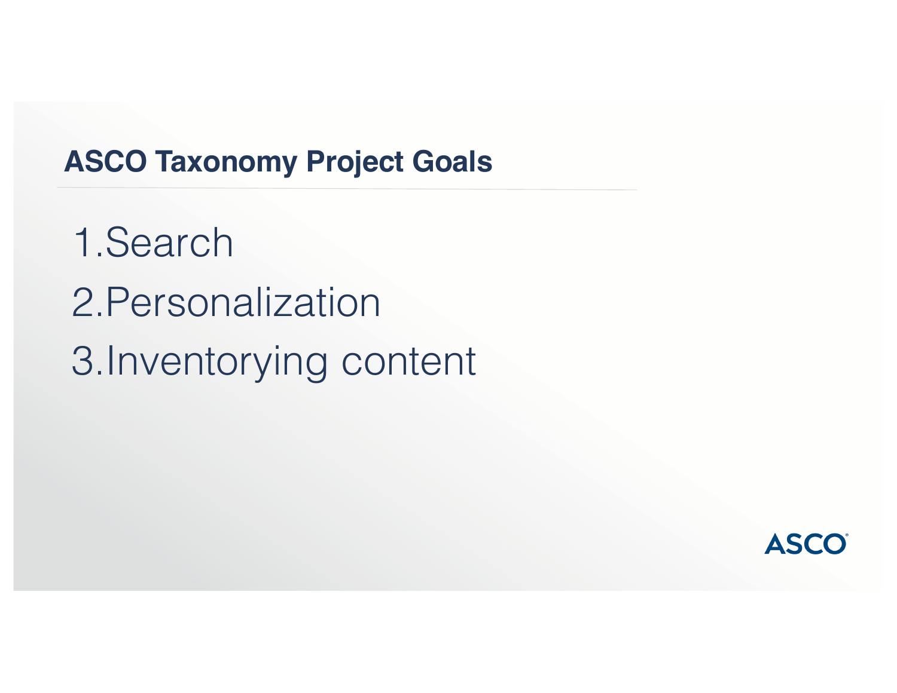## ASCO Taxonomy Project Goals

1. Search
2. Personalization
3. Inventorying content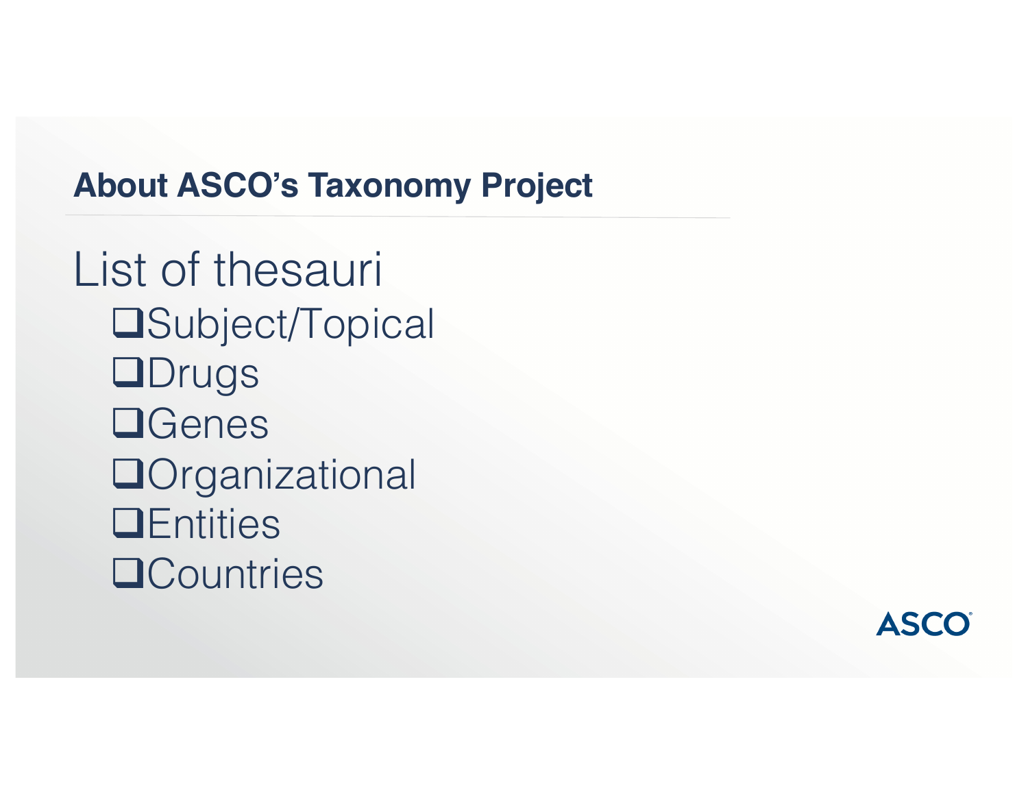## About ASCO's Taxonomy Project

List of thesauri

- ❑Subject/Topical
- ❑Drugs
- ❑Genes
- ❑Organizational
- ❑Entities
- ❑Countries

ASCO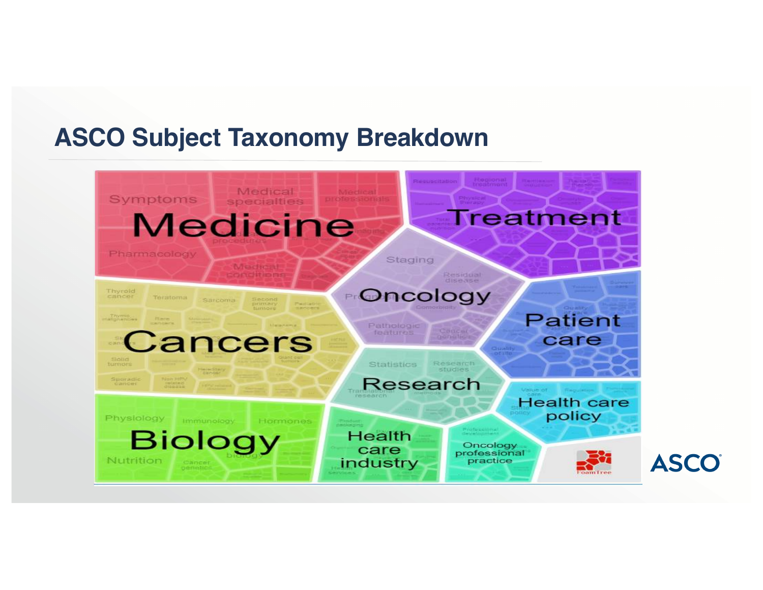## ASCO Subject Taxonomy Breakdown

Medicine: Symptoms, Medical specialties, Medical professionals, Pharmacology, Medical procedures, Imaging, Medical conditions

Treatment: Resuscitation, Regional treatment, Remission induction, Physical therapy, Total parenteral nutrition

Cancers: Thyroid cancer, Teratoma, Sarcoma, Second primary tumors, Pediatric cancers, Thymic malignancies, Rare cancers, Melanoma, Solid tumors, Hereditary cancer, Giant cell tumors, Sporadic cancer, Non HPV related disease, HPV related disease

Oncology: Staging, Residual disease, Prognosis, Comorbidity, Pathologic features, Cancer genetics

Patient care: Survivor care, Quality of care, Patients, Quality of life

Research: Statistics, Research studies, Translational research, Methods

Health care policy: Value of care, Regulation, State policy

Biology: Physiology, Immunology, Hormones, Nutrition, Cancer genetics

Health care industry: Product packaging, Health services

Oncology professional practice: Professional development

FoamTree

ASCO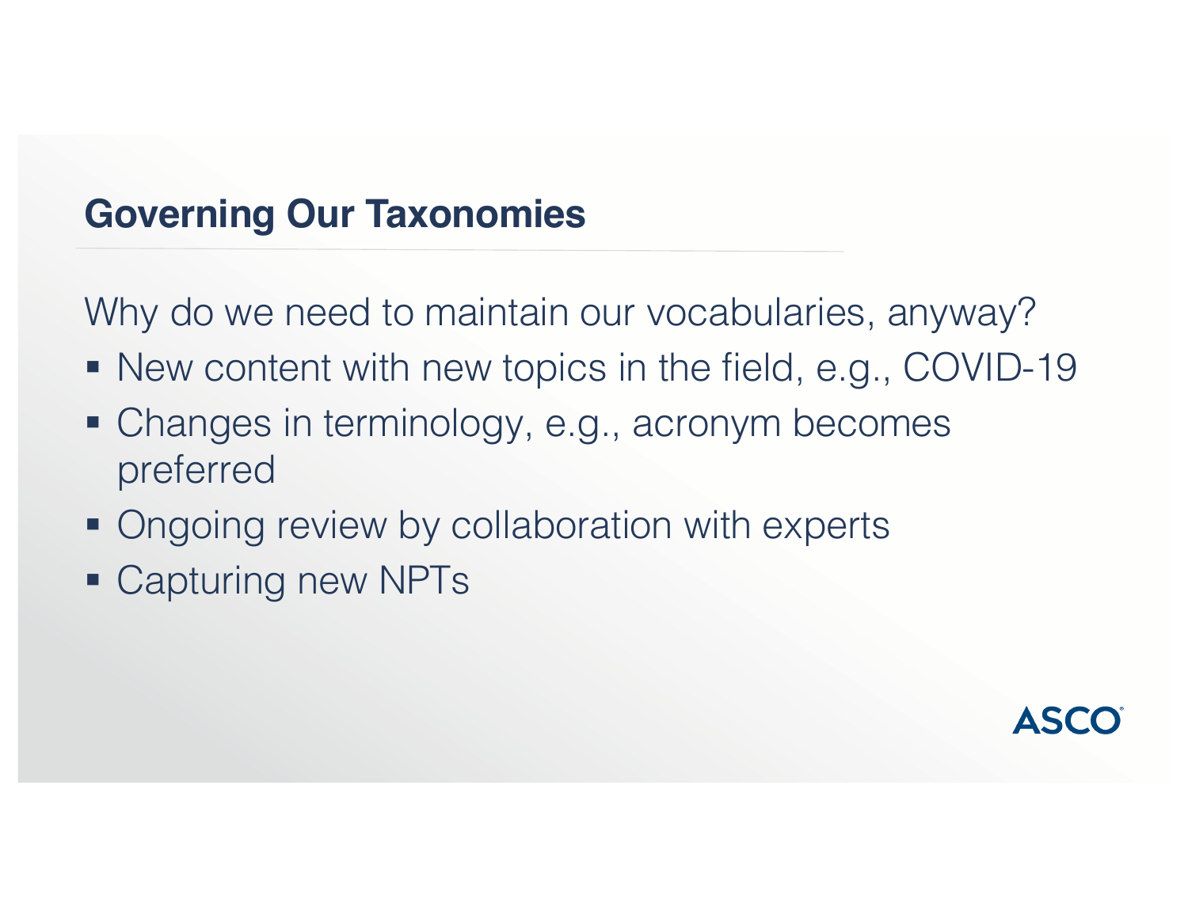## Governing Our Taxonomies

Why do we need to maintain our vocabularies, anyway?

- New content with new topics in the field, e.g., COVID-19
- Changes in terminology, e.g., acronym becomes preferred
- Ongoing review by collaboration with experts
- Capturing new NPTs

ASCO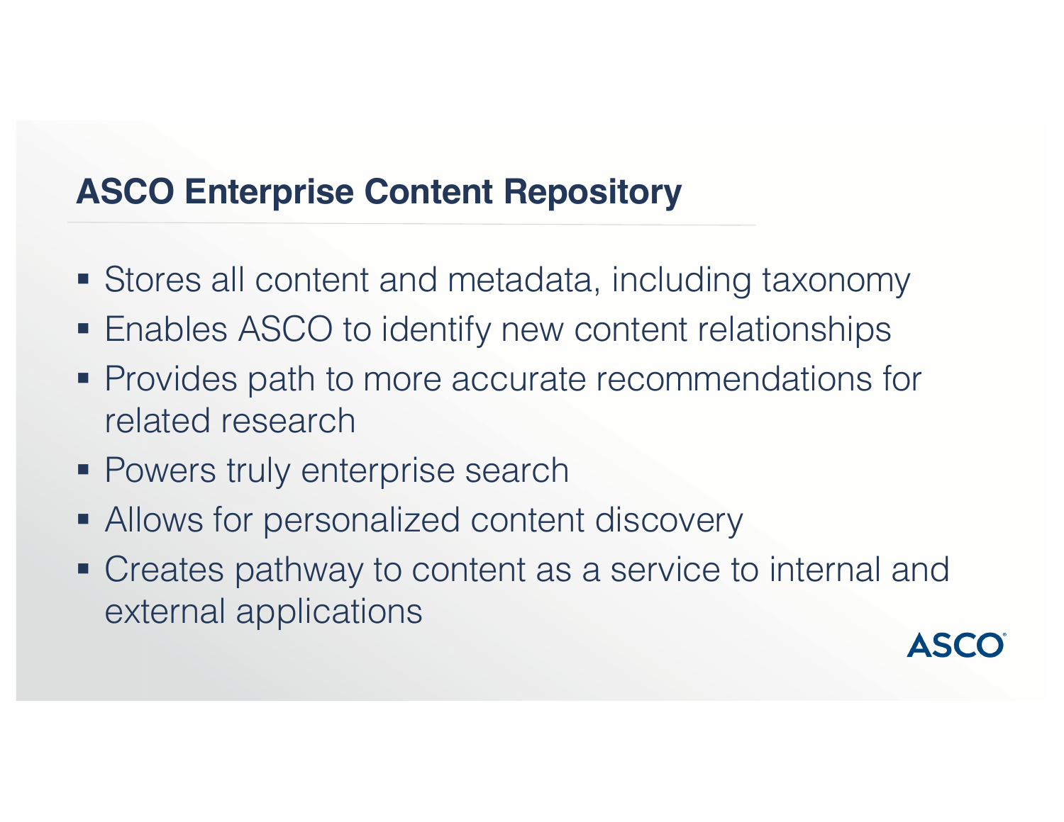## ASCO Enterprise Content Repository

- Stores all content and metadata, including taxonomy
- Enables ASCO to identify new content relationships
- Provides path to more accurate recommendations for related research
- Powers truly enterprise search
- Allows for personalized content discovery
- Creates pathway to content as a service to internal and external applications

ASCO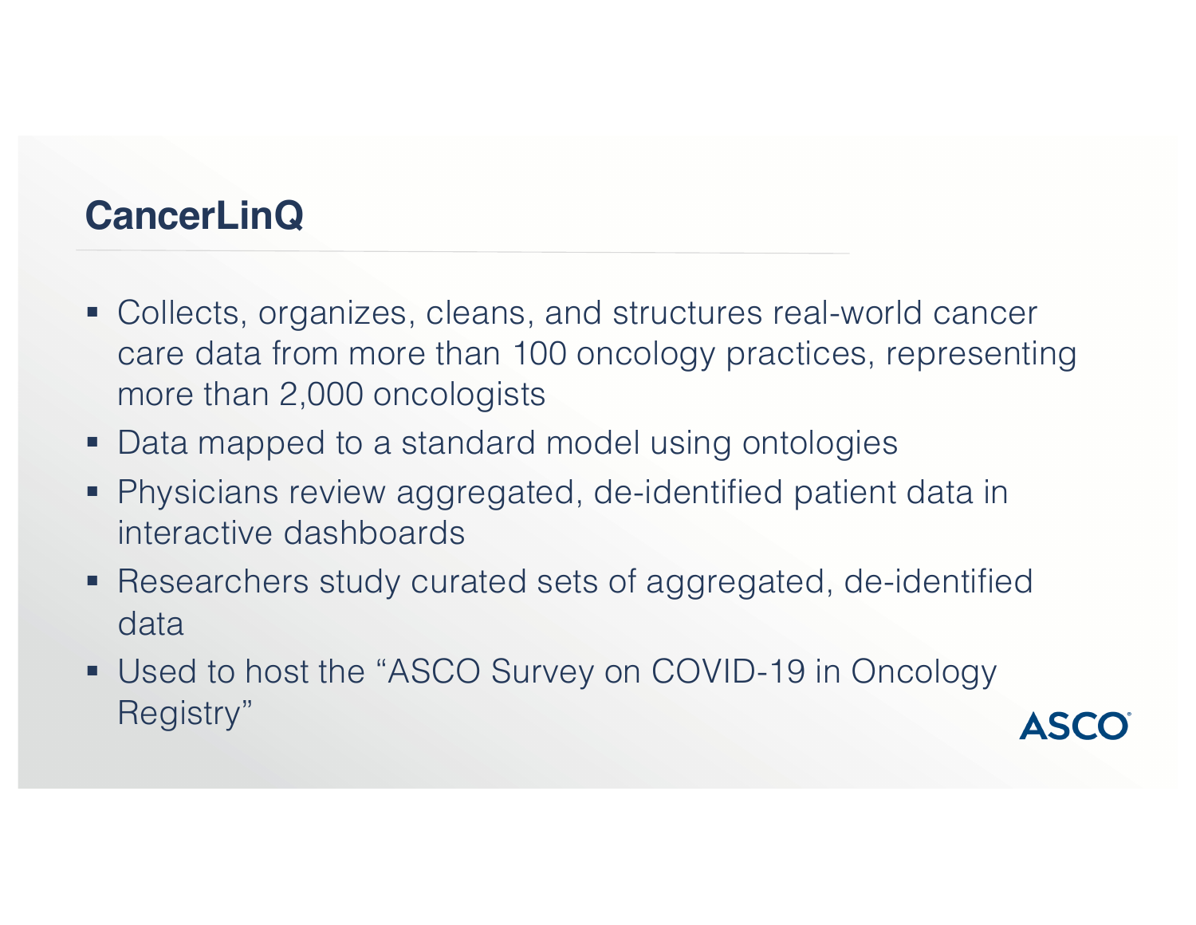## CancerLinQ

- Collects, organizes, cleans, and structures real-world cancer care data from more than 100 oncology practices, representing more than 2,000 oncologists
- Data mapped to a standard model using ontologies
- Physicians review aggregated, de-identified patient data in interactive dashboards
- Researchers study curated sets of aggregated, de-identified data
- Used to host the "ASCO Survey on COVID-19 in Oncology Registry"

ASCO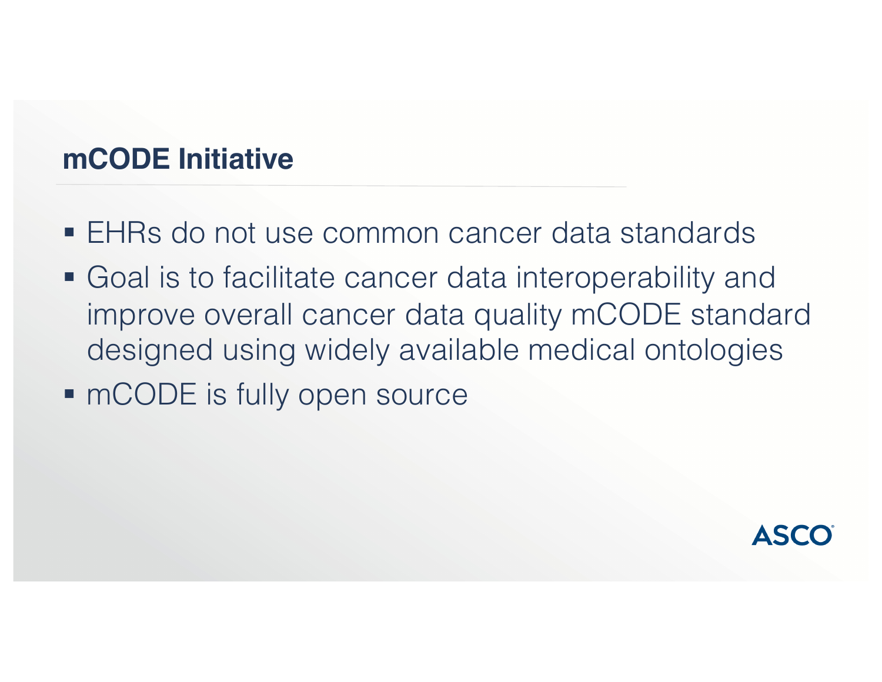## mCODE Initiative

- EHRs do not use common cancer data standards
- Goal is to facilitate cancer data interoperability and improve overall cancer data quality mCODE standard designed using widely available medical ontologies
- mCODE is fully open source

ASCO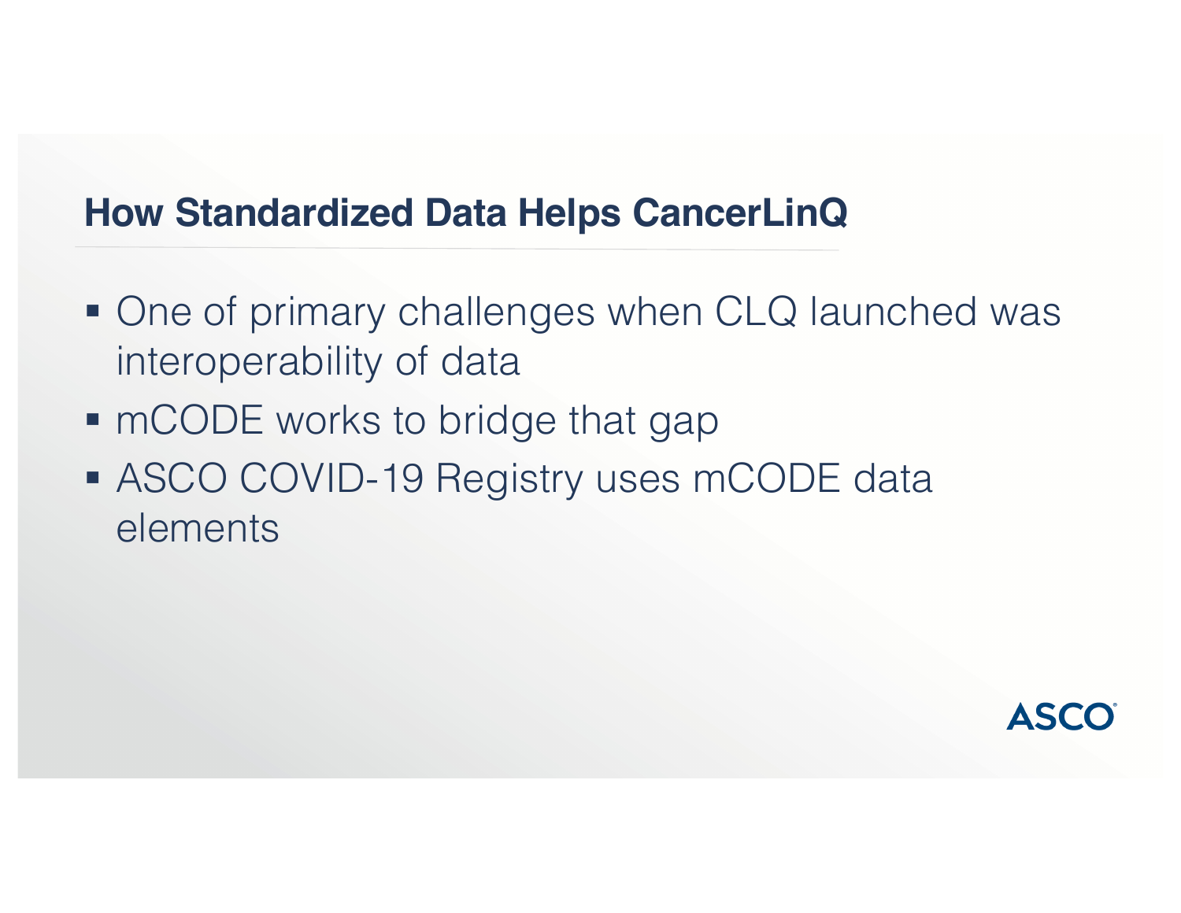## How Standardized Data Helps CancerLinQ

- One of primary challenges when CLQ launched was interoperability of data
- mCODE works to bridge that gap
- ASCO COVID-19 Registry uses mCODE data elements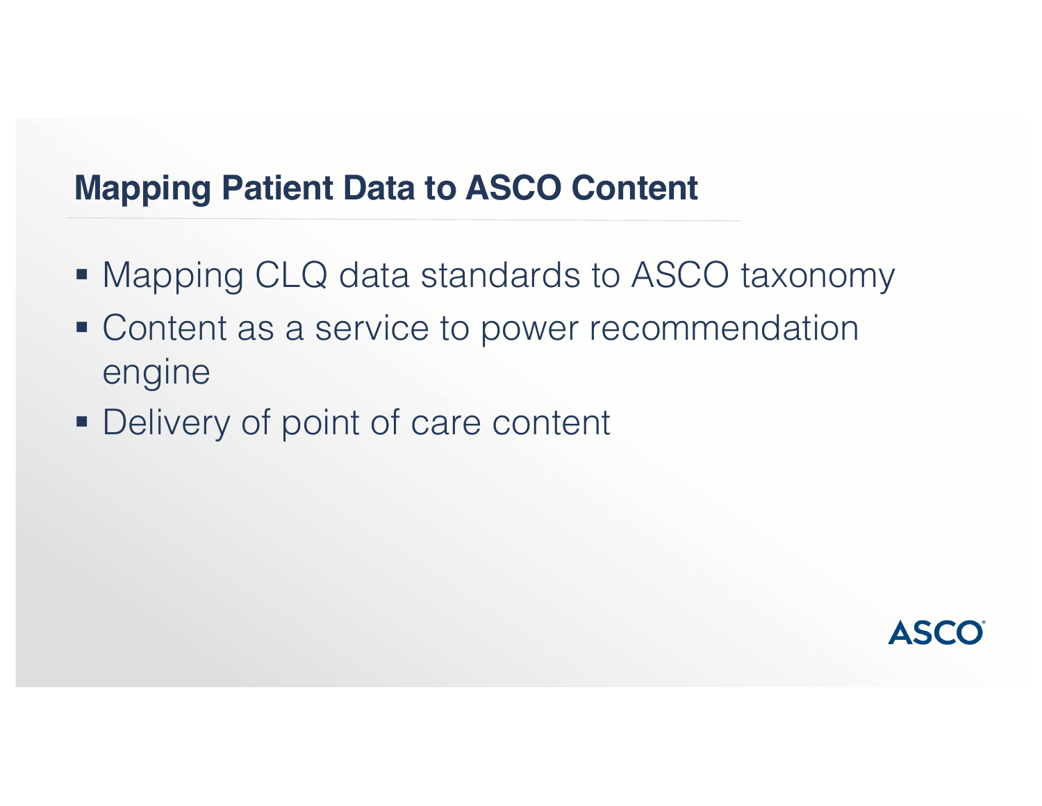## Mapping Patient Data to ASCO Content

- Mapping CLQ data standards to ASCO taxonomy
- Content as a service to power recommendation engine
- Delivery of point of care content